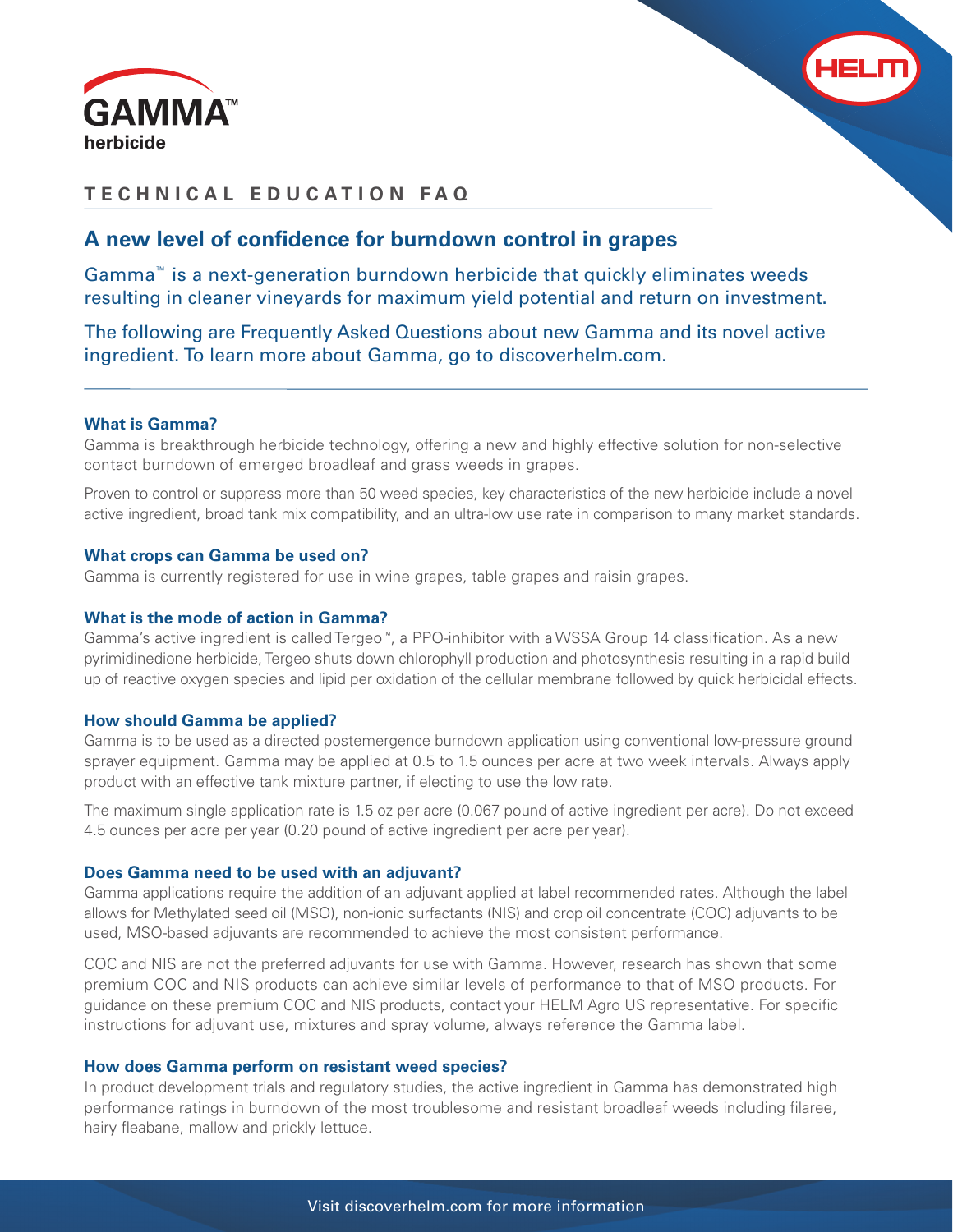# GAMMA™ herbicide

## TECHNICAL EDUCATION FAQ

## A new level of confidence for burndown control in grapes

Gamma™ is a next-generation burndown herbicide that quickly eliminates weeds resulting in cleaner vineyards for maximum yield potential and return on investment.

The following are Frequently Asked Questions about new Gamma and its novel active ingredient. To learn more about Gamma, go to discoverhelm.com.

---

### What is Gamma?

Gamma is breakthrough herbicide technology, offering a new and highly effective solution for non-selective contact burndown of emerged broadleaf and grass weeds in grapes.

Proven to control or suppress more than 50 weed species, key characteristics of the new herbicide include a novel active ingredient, broad tank mix compatibility, and an ultra-low use rate in comparison to many market standards.

### What crops can Gamma be used on?

Gamma is currently registered for use in wine grapes, table grapes and raisin grapes.

### What is the mode of action in Gamma?

Gamma's active ingredient is called Tergeo™, a PPO-inhibitor with a WSSA Group 14 classification. As a new pyrimidinedione herbicide, Tergeo shuts down chlorophyll production and photosynthesis resulting in a rapid build up of reactive oxygen species and lipid per oxidation of the cellular membrane followed by quick herbicidal effects.

### How should Gamma be applied?

Gamma is to be used as a directed postemergence burndown application using conventional low-pressure ground sprayer equipment. Gamma may be applied at 0.5 to 1.5 ounces per acre at two week intervals. Always apply product with an effective tank mixture partner, if electing to use the low rate.

The maximum single application rate is 1.5 oz per acre (0.067 pound of active ingredient per acre). Do not exceed 4.5 ounces per acre per year (0.20 pound of active ingredient per acre per year).

### Does Gamma need to be used with an adjuvant?

Gamma applications require the addition of an adjuvant applied at label recommended rates. Although the label allows for Methylated seed oil (MSO), non-ionic surfactants (NIS) and crop oil concentrate (COC) adjuvants to be used, MSO-based adjuvants are recommended to achieve the most consistent performance.

COC and NIS are not the preferred adjuvants for use with Gamma. However, research has shown that some premium COC and NIS products can achieve similar levels of performance to that of MSO products. For guidance on these premium COC and NIS products, contact your HELM Agro US representative. For specific instructions for adjuvant use, mixtures and spray volume, always reference the Gamma label.

### How does Gamma perform on resistant weed species?

In product development trials and regulatory studies, the active ingredient in Gamma has demonstrated high performance ratings in burndown of the most troublesome and resistant broadleaf weeds including filaree, hairy fleabane, mallow and prickly lettuce.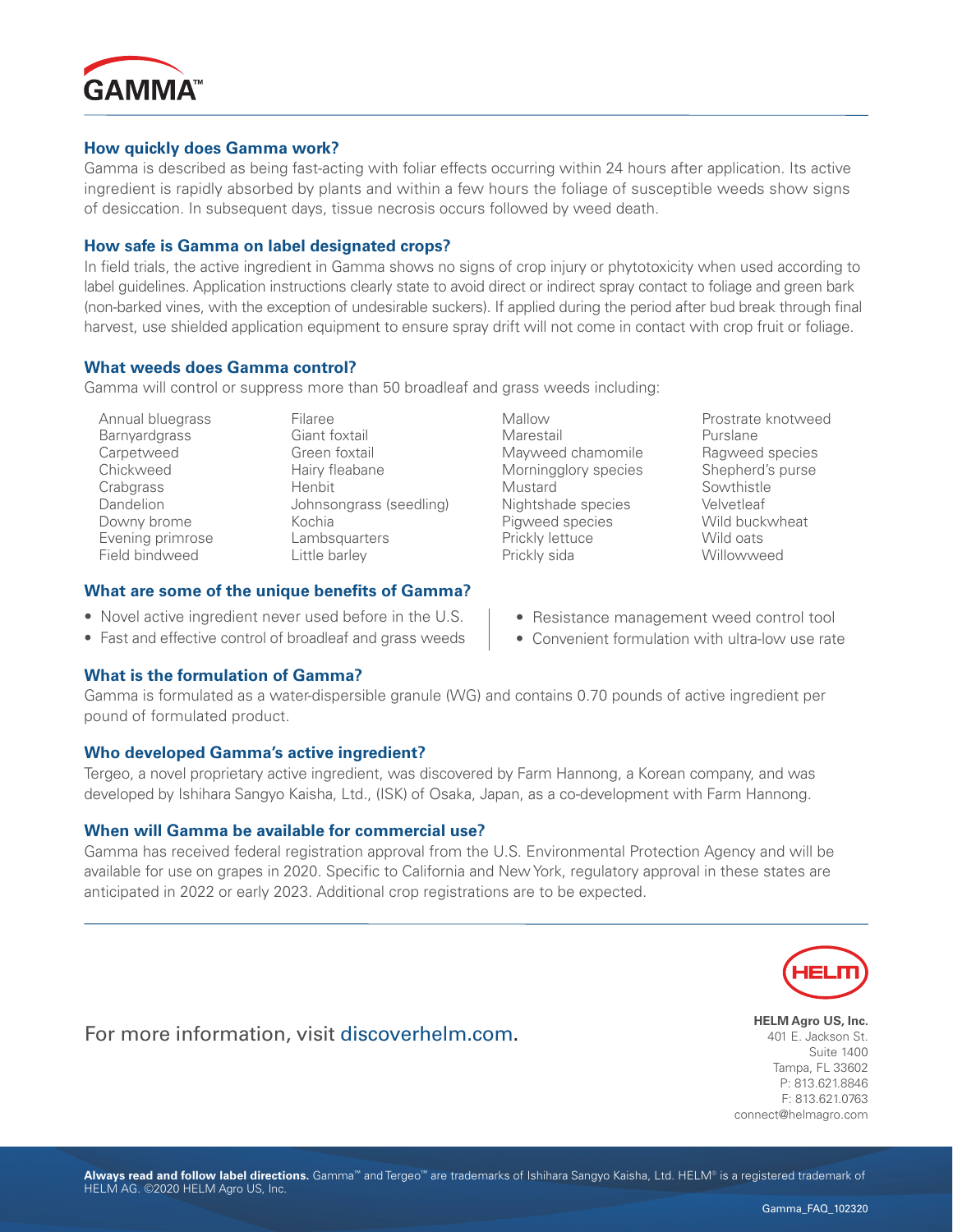# GAMMA™

### How quickly does Gamma work?

Gamma is described as being fast-acting with foliar effects occurring within 24 hours after application. Its active ingredient is rapidly absorbed by plants and within a few hours the foliage of susceptible weeds show signs of desiccation. In subsequent days, tissue necrosis occurs followed by weed death.

### How safe is Gamma on label designated crops?

In field trials, the active ingredient in Gamma shows no signs of crop injury or phytotoxicity when used according to label guidelines. Application instructions clearly state to avoid direct or indirect spray contact to foliage and green bark (non-barked vines, with the exception of undesirable suckers). If applied during the period after bud break through final harvest, use shielded application equipment to ensure spray drift will not come in contact with crop fruit or foliage.

### What weeds does Gamma control?

Gamma will control or suppress more than 50 broadleaf and grass weeds including:

- Annual bluegrass
- Barnyardgrass
- Carpetweed
- Chickweed
- Crabgrass
- Dandelion
- Downy brome
- Evening primrose
- Field bindweed
- Filaree
- Giant foxtail
- Green foxtail
- Hairy fleabane
- Henbit
- Johnsongrass (seedling)
- Kochia
- Lambsquarters
- Little barley
- Mallow
- Marestail
- Mayweed chamomile
- Morningglory species
- Mustard
- Nightshade species
- Pigweed species
- Prickly lettuce
- Prickly sida
- Prostrate knotweed
- Purslane
- Ragweed species
- Shepherd's purse
- Sowthistle
- Velvetleaf
- Wild buckwheat
- Wild oats
- Willowweed

### What are some of the unique benefits of Gamma?

- Novel active ingredient never used before in the U.S.
- Fast and effective control of broadleaf and grass weeds
- Resistance management weed control tool
- Convenient formulation with ultra-low use rate

### What is the formulation of Gamma?

Gamma is formulated as a water-dispersible granule (WG) and contains 0.70 pounds of active ingredient per pound of formulated product.

### Who developed Gamma's active ingredient?

Tergeo, a novel proprietary active ingredient, was discovered by Farm Hannong, a Korean company, and was developed by Ishihara Sangyo Kaisha, Ltd., (ISK) of Osaka, Japan, as a co-development with Farm Hannong.

### When will Gamma be available for commercial use?

Gamma has received federal registration approval from the U.S. Environmental Protection Agency and will be available for use on grapes in 2020. Specific to California and New York, regulatory approval in these states are anticipated in 2022 or early 2023. Additional crop registrations are to be expected.

For more information, visit discoverhelm.com.

HELM

**HELM Agro US, Inc.**
401 E. Jackson St.
Suite 1400
Tampa, FL 33602
P: 813.621.8846
F: 813.621.0763
connect@helmagro.com

**Always read and follow label directions.** Gamma™ and Tergeo™ are trademarks of Ishihara Sangyo Kaisha, Ltd. HELM® is a registered trademark of HELM AG. ©2020 HELM Agro US, Inc.

Gamma_FAQ_102320